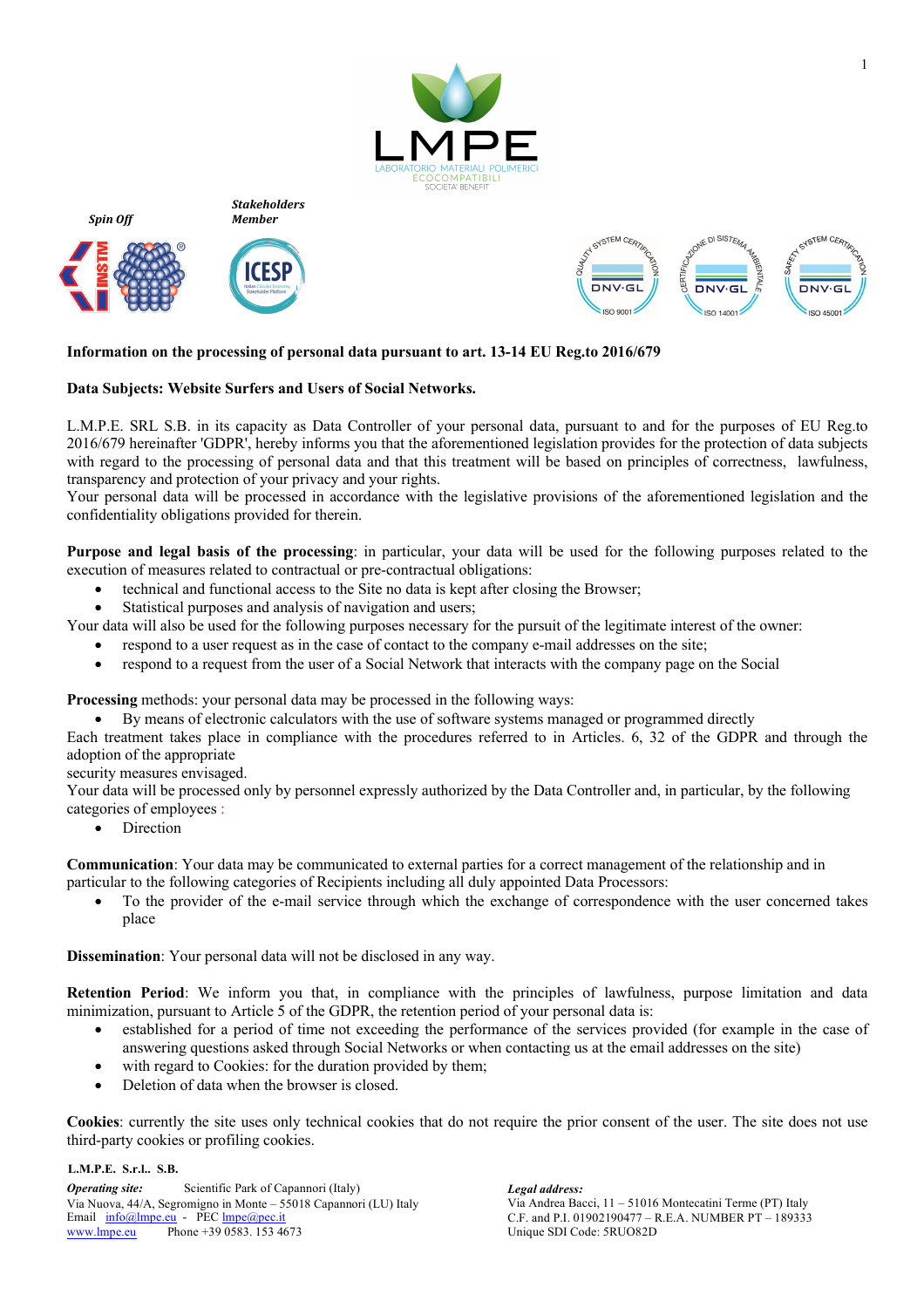LMPE
LABORATORIO MATERIALI POLIMERICI
ECOCOMPATIBILI
SOCIETA' BENEFIT

*Spin Off*

*Stakeholders Member*

**Information on the processing of personal data pursuant to art. 13-14 EU Reg.to 2016/679**

**Data Subjects: Website Surfers and Users of Social Networks.**

L.M.P.E. SRL S.B. in its capacity as Data Controller of your personal data, pursuant to and for the purposes of EU Reg.to 2016/679 hereinafter 'GDPR', hereby informs you that the aforementioned legislation provides for the protection of data subjects with regard to the processing of personal data and that this treatment will be based on principles of correctness, lawfulness, transparency and protection of your privacy and your rights.
Your personal data will be processed in accordance with the legislative provisions of the aforementioned legislation and the confidentiality obligations provided for therein.

**Purpose and legal basis of the processing**: in particular, your data will be used for the following purposes related to the execution of measures related to contractual or pre-contractual obligations:

- technical and functional access to the Site no data is kept after closing the Browser;
- Statistical purposes and analysis of navigation and users;

Your data will also be used for the following purposes necessary for the pursuit of the legitimate interest of the owner:

- respond to a user request as in the case of contact to the company e-mail addresses on the site;
- respond to a request from the user of a Social Network that interacts with the company page on the Social

**Processing** methods: your personal data may be processed in the following ways:

- By means of electronic calculators with the use of software systems managed or programmed directly

Each treatment takes place in compliance with the procedures referred to in Articles. 6, 32 of the GDPR and through the adoption of the appropriate
security measures envisaged.
Your data will be processed only by personnel expressly authorized by the Data Controller and, in particular, by the following categories of employees :

- Direction

**Communication**: Your data may be communicated to external parties for a correct management of the relationship and in particular to the following categories of Recipients including all duly appointed Data Processors:

- To the provider of the e-mail service through which the exchange of correspondence with the user concerned takes place

**Dissemination**: Your personal data will not be disclosed in any way.

**Retention Period**: We inform you that, in compliance with the principles of lawfulness, purpose limitation and data minimization, pursuant to Article 5 of the GDPR, the retention period of your personal data is:

- established for a period of time not exceeding the performance of the services provided (for example in the case of answering questions asked through Social Networks or when contacting us at the email addresses on the site)
- with regard to Cookies: for the duration provided by them;
- Deletion of data when the browser is closed.

**Cookies**: currently the site uses only technical cookies that do not require the prior consent of the user. The site does not use third-party cookies or profiling cookies.

**L.M.P.E. S.r.l.. S.B.**

*Operating site:* Scientific Park of Capannori (Italy)
Via Nuova, 44/A, Segromigno in Monte – 55018 Capannori (LU) Italy
Email info@lmpe.eu - PEC lmpe@pec.it
www.lmpe.eu Phone +39 0583. 153 4673

*Legal address:*
Via Andrea Bacci, 11 – 51016 Montecatini Terme (PT) Italy
C.F. and P.I. 01902190477 – R.E.A. NUMBER PT – 189333
Unique SDI Code: 5RUO82D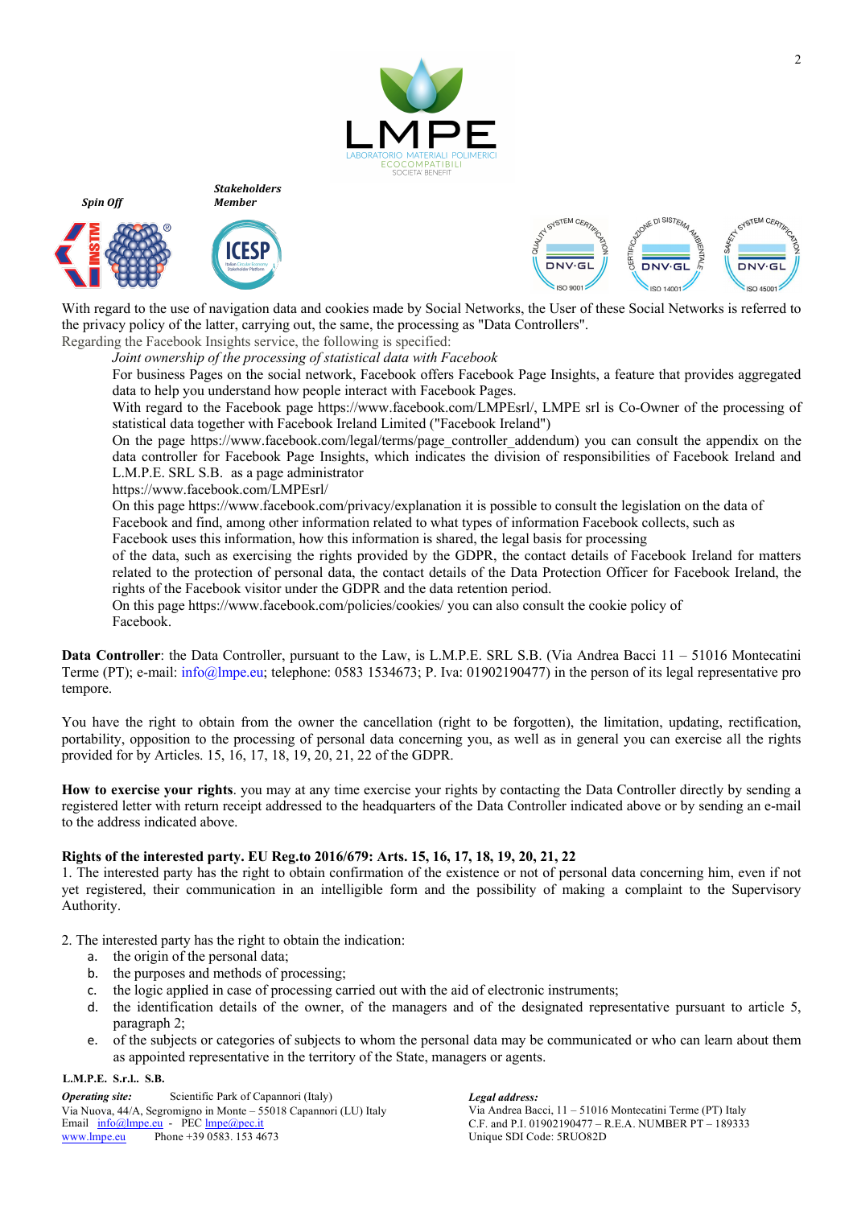With regard to the use of navigation data and cookies made by Social Networks, the User of these Social Networks is referred to the privacy policy of the latter, carrying out, the same, the processing as "Data Controllers".
Regarding the Facebook Insights service, the following is specified:

*Joint ownership of the processing of statistical data with Facebook*

For business Pages on the social network, Facebook offers Facebook Page Insights, a feature that provides aggregated data to help you understand how people interact with Facebook Pages.

With regard to the Facebook page https://www.facebook.com/LMPEsrl/, LMPE srl is Co-Owner of the processing of statistical data together with Facebook Ireland Limited ("Facebook Ireland")

On the page https://www.facebook.com/legal/terms/page_controller_addendum) you can consult the appendix on the data controller for Facebook Page Insights, which indicates the division of responsibilities of Facebook Ireland and L.M.P.E. SRL S.B. as a page administrator
https://www.facebook.com/LMPEsrl/

On this page https://www.facebook.com/privacy/explanation it is possible to consult the legislation on the data of Facebook and find, among other information related to what types of information Facebook collects, such as Facebook uses this information, how this information is shared, the legal basis for processing of the data, such as exercising the rights provided by the GDPR, the contact details of Facebook Ireland for matters related to the protection of personal data, the contact details of the Data Protection Officer for Facebook Ireland, the rights of the Facebook visitor under the GDPR and the data retention period.

On this page https://www.facebook.com/policies/cookies/ you can also consult the cookie policy of Facebook.

**Data Controller**: the Data Controller, pursuant to the Law, is L.M.P.E. SRL S.B. (Via Andrea Bacci 11 – 51016 Montecatini Terme (PT); e-mail: info@lmpe.eu; telephone: 0583 1534673; P. Iva: 01902190477) in the person of its legal representative pro tempore.

You have the right to obtain from the owner the cancellation (right to be forgotten), the limitation, updating, rectification, portability, opposition to the processing of personal data concerning you, as well as in general you can exercise all the rights provided for by Articles. 15, 16, 17, 18, 19, 20, 21, 22 of the GDPR.

**How to exercise your rights**. you may at any time exercise your rights by contacting the Data Controller directly by sending a registered letter with return receipt addressed to the headquarters of the Data Controller indicated above or by sending an e-mail to the address indicated above.

**Rights of the interested party. EU Reg.to 2016/679: Arts. 15, 16, 17, 18, 19, 20, 21, 22**

1. The interested party has the right to obtain confirmation of the existence or not of personal data concerning him, even if not yet registered, their communication in an intelligible form and the possibility of making a complaint to the Supervisory Authority.

2. The interested party has the right to obtain the indication:
   a. the origin of the personal data;
   b. the purposes and methods of processing;
   c. the logic applied in case of processing carried out with the aid of electronic instruments;
   d. the identification details of the owner, of the managers and of the designated representative pursuant to article 5, paragraph 2;
   e. of the subjects or categories of subjects to whom the personal data may be communicated or who can learn about them as appointed representative in the territory of the State, managers or agents.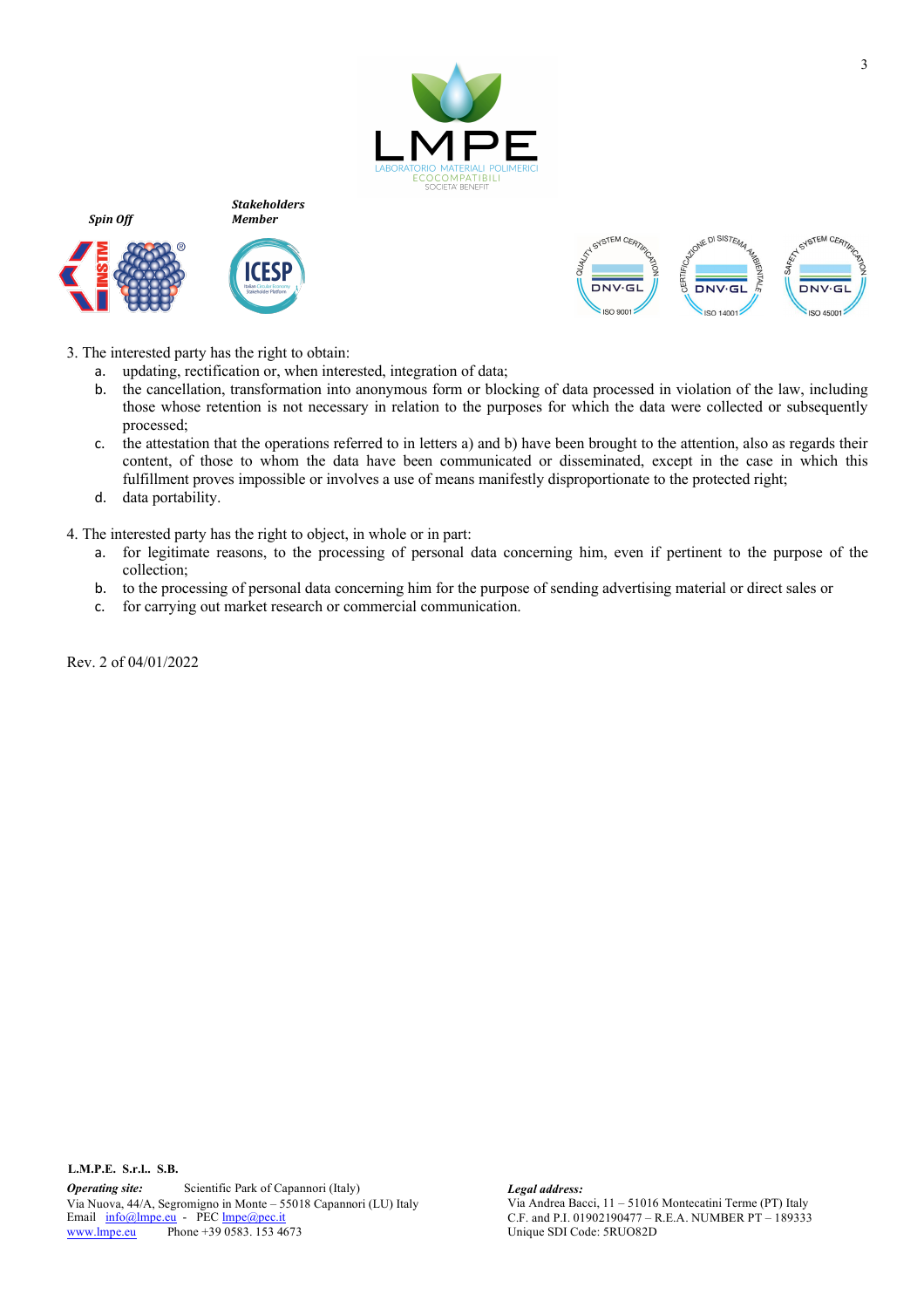3. The interested party has the right to obtain:
   a. updating, rectification or, when interested, integration of data;
   b. the cancellation, transformation into anonymous form or blocking of data processed in violation of the law, including those whose retention is not necessary in relation to the purposes for which the data were collected or subsequently processed;
   c. the attestation that the operations referred to in letters a) and b) have been brought to the attention, also as regards their content, of those to whom the data have been communicated or disseminated, except in the case in which this fulfillment proves impossible or involves a use of means manifestly disproportionate to the protected right;
   d. data portability.

4. The interested party has the right to object, in whole or in part:
   a. for legitimate reasons, to the processing of personal data concerning him, even if pertinent to the purpose of the collection;
   b. to the processing of personal data concerning him for the purpose of sending advertising material or direct sales or
   c. for carrying out market research or commercial communication.

Rev. 2 of 04/01/2022